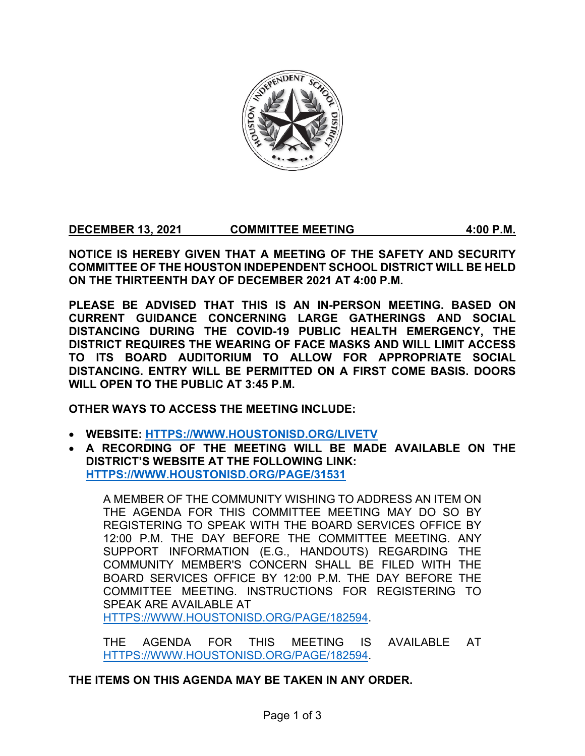**DECEMBER 13, 2021 COMMITTEE MEETING 4:00 P.M.**

**NOTICE IS HEREBY GIVEN THAT A MEETING OF THE SAFETY AND SECURITY COMMITTEE OF THE HOUSTON INDEPENDENT SCHOOL DISTRICT WILL BE HELD ON THE THIRTEENTH DAY OF DECEMBER 2021 AT 4:00 P.M.**

**PLEASE BE ADVISED THAT THIS IS AN IN-PERSON MEETING. BASED ON CURRENT GUIDANCE CONCERNING LARGE GATHERINGS AND SOCIAL DISTANCING DURING THE COVID-19 PUBLIC HEALTH EMERGENCY, THE DISTRICT REQUIRES THE WEARING OF FACE MASKS AND WILL LIMIT ACCESS TO ITS BOARD AUDITORIUM TO ALLOW FOR APPROPRIATE SOCIAL DISTANCING. ENTRY WILL BE PERMITTED ON A FIRST COME BASIS. DOORS WILL OPEN TO THE PUBLIC AT 3:45 P.M.**

**OTHER WAYS TO ACCESS THE MEETING INCLUDE:**

- **WEBSITE: HTTPS://WWW.HOUSTONISD.ORG/LIVETV**
- **A RECORDING OF THE MEETING WILL BE MADE AVAILABLE ON THE DISTRICT'S WEBSITE AT THE FOLLOWING LINK: HTTPS://WWW.HOUSTONISD.ORG/PAGE/31531**

A MEMBER OF THE COMMUNITY WISHING TO ADDRESS AN ITEM ON THE AGENDA FOR THIS COMMITTEE MEETING MAY DO SO BY REGISTERING TO SPEAK WITH THE BOARD SERVICES OFFICE BY 12:00 P.M. THE DAY BEFORE THE COMMITTEE MEETING. ANY SUPPORT INFORMATION (E.G., HANDOUTS) REGARDING THE COMMUNITY MEMBER'S CONCERN SHALL BE FILED WITH THE BOARD SERVICES OFFICE BY 12:00 P.M. THE DAY BEFORE THE COMMITTEE MEETING. INSTRUCTIONS FOR REGISTERING TO SPEAK ARE AVAILABLE AT HTTPS://WWW.HOUSTONISD.ORG/PAGE/182594.

THE AGENDA FOR THIS MEETING IS AVAILABLE AT HTTPS://WWW.HOUSTONISD.ORG/PAGE/182594.

**THE ITEMS ON THIS AGENDA MAY BE TAKEN IN ANY ORDER.**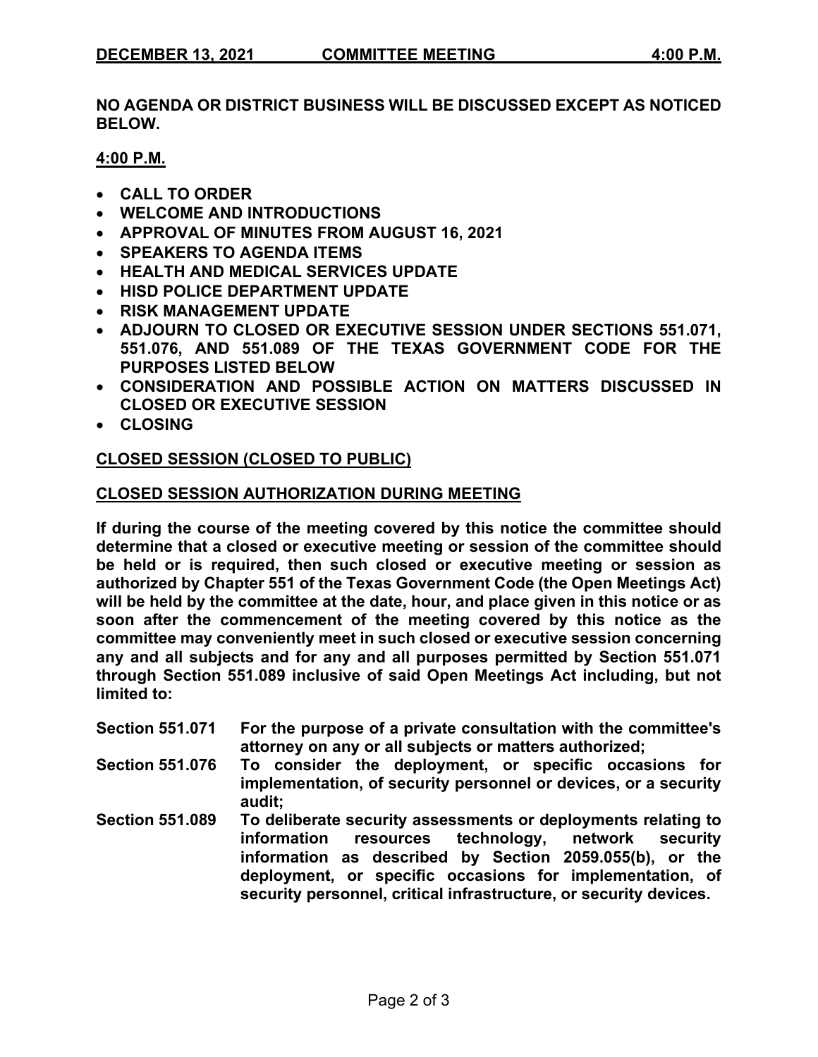**DECEMBER 13, 2021 COMMITTEE MEETING 4:00 P.M.**

**NO AGENDA OR DISTRICT BUSINESS WILL BE DISCUSSED EXCEPT AS NOTICED BELOW.**

**4:00 P.M.**

- **CALL TO ORDER**
- **WELCOME AND INTRODUCTIONS**
- **APPROVAL OF MINUTES FROM AUGUST 16, 2021**
- **SPEAKERS TO AGENDA ITEMS**
- **HEALTH AND MEDICAL SERVICES UPDATE**
- **HISD POLICE DEPARTMENT UPDATE**
- **RISK MANAGEMENT UPDATE**
- **ADJOURN TO CLOSED OR EXECUTIVE SESSION UNDER SECTIONS 551.071, 551.076, AND 551.089 OF THE TEXAS GOVERNMENT CODE FOR THE PURPOSES LISTED BELOW**
- **CONSIDERATION AND POSSIBLE ACTION ON MATTERS DISCUSSED IN CLOSED OR EXECUTIVE SESSION**
- **CLOSING**

**CLOSED SESSION (CLOSED TO PUBLIC)**

**CLOSED SESSION AUTHORIZATION DURING MEETING**

**If during the course of the meeting covered by this notice the committee should determine that a closed or executive meeting or session of the committee should be held or is required, then such closed or executive meeting or session as authorized by Chapter 551 of the Texas Government Code (the Open Meetings Act) will be held by the committee at the date, hour, and place given in this notice or as soon after the commencement of the meeting covered by this notice as the committee may conveniently meet in such closed or executive session concerning any and all subjects and for any and all purposes permitted by Section 551.071 through Section 551.089 inclusive of said Open Meetings Act including, but not limited to:**

**Section 551.071** **For the purpose of a private consultation with the committee's attorney on any or all subjects or matters authorized;**

**Section 551.076** **To consider the deployment, or specific occasions for implementation, of security personnel or devices, or a security audit;**

**Section 551.089** **To deliberate security assessments or deployments relating to information resources technology, network security information as described by Section 2059.055(b), or the deployment, or specific occasions for implementation, of security personnel, critical infrastructure, or security devices.**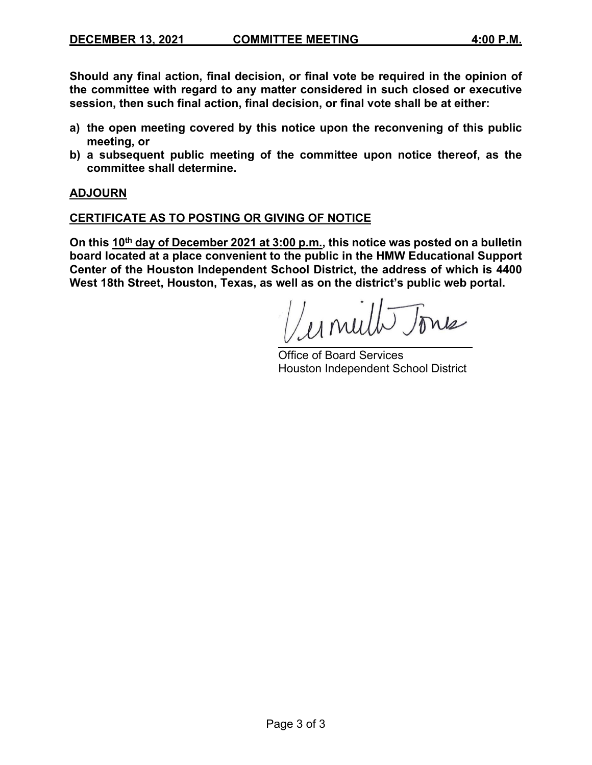**Should any final action, final decision, or final vote be required in the opinion of the committee with regard to any matter considered in such closed or executive session, then such final action, final decision, or final vote shall be at either:**

**a) the open meeting covered by this notice upon the reconvening of this public meeting, or**
**b) a subsequent public meeting of the committee upon notice thereof, as the committee shall determine.**

## ADJOURN

## CERTIFICATE AS TO POSTING OR GIVING OF NOTICE

**On this 10th day of December 2021 at 3:00 p.m., this notice was posted on a bulletin board located at a place convenient to the public in the HMW Educational Support Center of the Houston Independent School District, the address of which is 4400 West 18th Street, Houston, Texas, as well as on the district's public web portal.**

Vermuilli Jones

Office of Board Services
Houston Independent School District